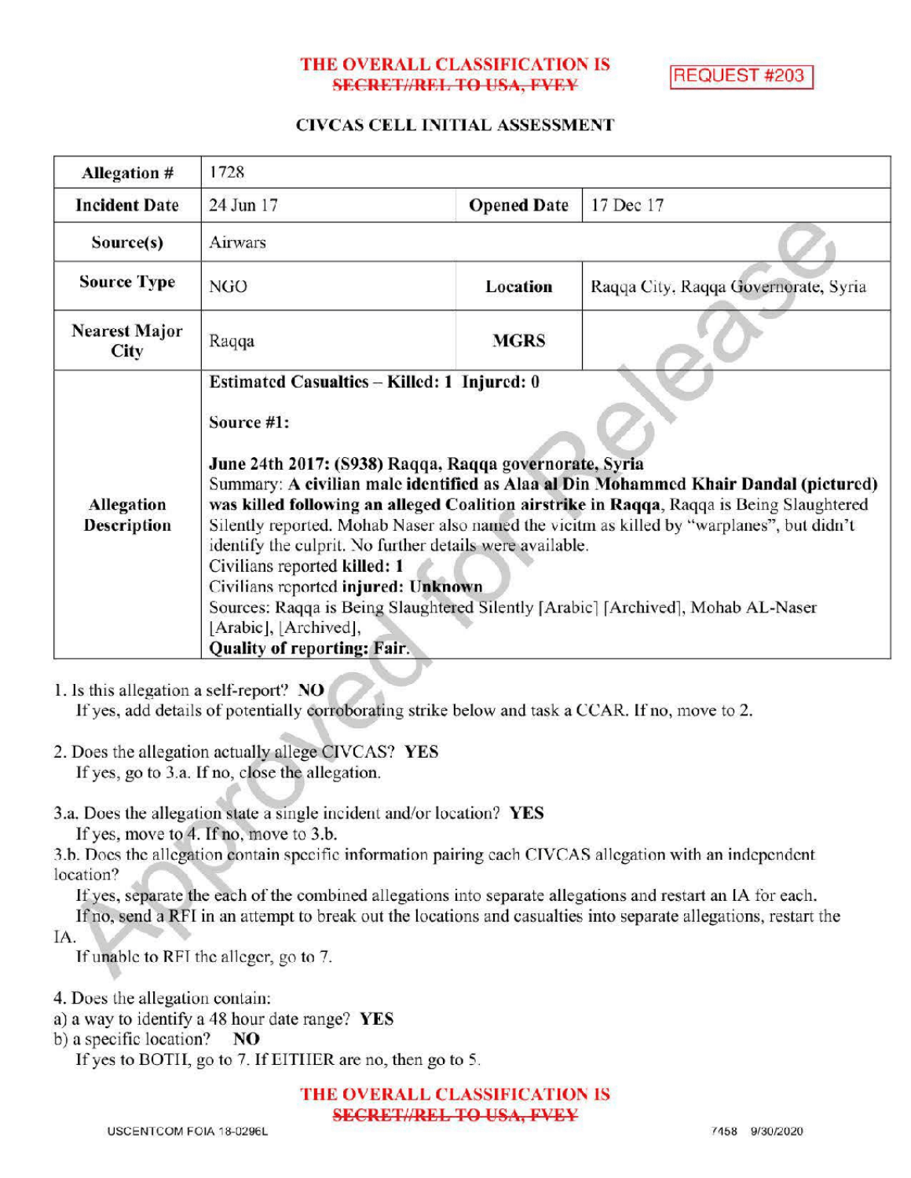THE OVERALL CLASSIFICATION IS ~~SECRET//REL TO USA, FVEY~~

REQUEST #203

## CIVCAS CELL INITIAL ASSESSMENT

| Allegation # | 1728 | | |
|---|---|---|---|
| Incident Date | 24 Jun 17 | Opened Date | 17 Dec 17 |
| Source(s) | Airwars | | |
| Source Type | NGO | Location | Raqqa City, Raqqa Governorate, Syria |
| Nearest Major City | Raqqa | MGRS | |
| Allegation Description | **Estimated Casualties – Killed: 1 Injured: 0**<br><br>**Source #1:**<br><br>**June 24th 2017: (S938) Raqqa, Raqqa governorate, Syria**<br>Summary: **A civilian male identified as Alaa al Din Mohammed Khair Dandal (pictured) was killed following an alleged Coalition airstrike in Raqqa**, Raqqa is Being Slaughtered Silently reported. Mohab Naser also named the vicitm as killed by "warplanes", but didn't identify the culprit. No further details were available.<br>Civilians reported **killed: 1**<br>Civilians reported **injured: Unknown**<br>Sources: Raqqa is Being Slaughtered Silently [Arabic] [Archived], Mohab AL-Naser [Arabic], [Archived],<br>**Quality of reporting: Fair.** | | |

1. Is this allegation a self-report? **NO**
   If yes, add details of potentially corroborating strike below and task a CCAR. If no, move to 2.

2. Does the allegation actually allege CIVCAS? **YES**
   If yes, go to 3.a. If no, close the allegation.

3.a. Does the allegation state a single incident and/or location? **YES**
   If yes, move to 4. If no, move to 3.b.

3.b. Does the allegation contain specific information pairing each CIVCAS allegation with an independent location?
   If yes, separate the each of the combined allegations into separate allegations and restart an IA for each.
   If no, send a RFI in an attempt to break out the locations and casualties into separate allegations, restart the IA.
   If unable to RFI the alleger, go to 7.

4. Does the allegation contain:
a) a way to identify a 48 hour date range? **YES**
b) a specific location? **NO**
   If yes to BOTH, go to 7. If EITHER are no, then go to 5.

THE OVERALL CLASSIFICATION IS ~~SECRET//REL TO USA, FVEY~~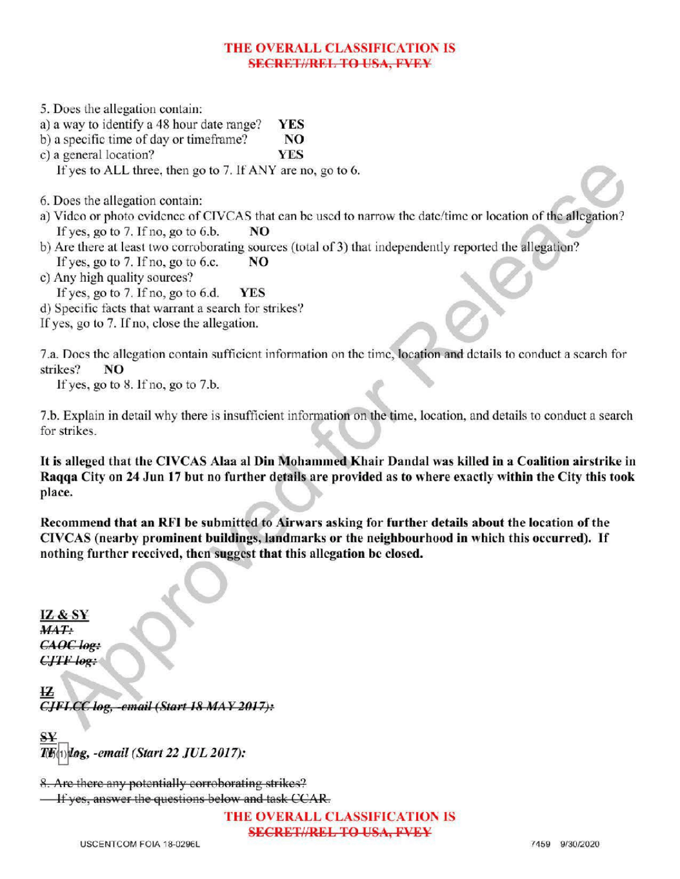5. Does the allegation contain:
a) a way to identify a 48 hour date range? **YES**
b) a specific time of day or timeframe? **NO**
c) a general location? **YES**
If yes to ALL three, then go to 7. If ANY are no, go to 6.

6. Does the allegation contain:
a) Video or photo evidence of CIVCAS that can be used to narrow the date/time or location of the allegation?
If yes, go to 7. If no, go to 6.b. **NO**
b) Are there at least two corroborating sources (total of 3) that independently reported the allegation?
If yes, go to 7. If no, go to 6.c. **NO**
c) Any high quality sources?
If yes, go to 7. If no, go to 6.d. **YES**
d) Specific facts that warrant a search for strikes?
If yes, go to 7. If no, close the allegation.

7.a. Does the allegation contain sufficient information on the time, location and details to conduct a search for strikes? **NO**
If yes, go to 8. If no, go to 7.b.

7.b. Explain in detail why there is insufficient information on the time, location, and details to conduct a search for strikes.

**It is alleged that the CIVCAS Alaa al Din Mohammed Khair Dandal was killed in a Coalition airstrike in Raqqa City on 24 Jun 17 but no further details are provided as to where exactly within the City this took place.**

**Recommend that an RFI be submitted to Airwars asking for further details about the location of the CIVCAS (nearby prominent buildings, landmarks or the neighbourhood in which this occurred). If nothing further received, then suggest that this allegation be closed.**

**IZ & SY**
~~*MAT:*~~
~~*CAOC log:*~~
~~*CJTF log:*~~

~~**IZ**~~
~~*CJFLCC log, -email (Start 18 MAY 2017):*~~

~~**SY**~~
~~*TF*~~ (b)(1) ~~*log*~~*, -email (Start 22 JUL 2017):*

~~8. Are there any potentially corroborating strikes?~~
~~If yes, answer the questions below and task CCAR.~~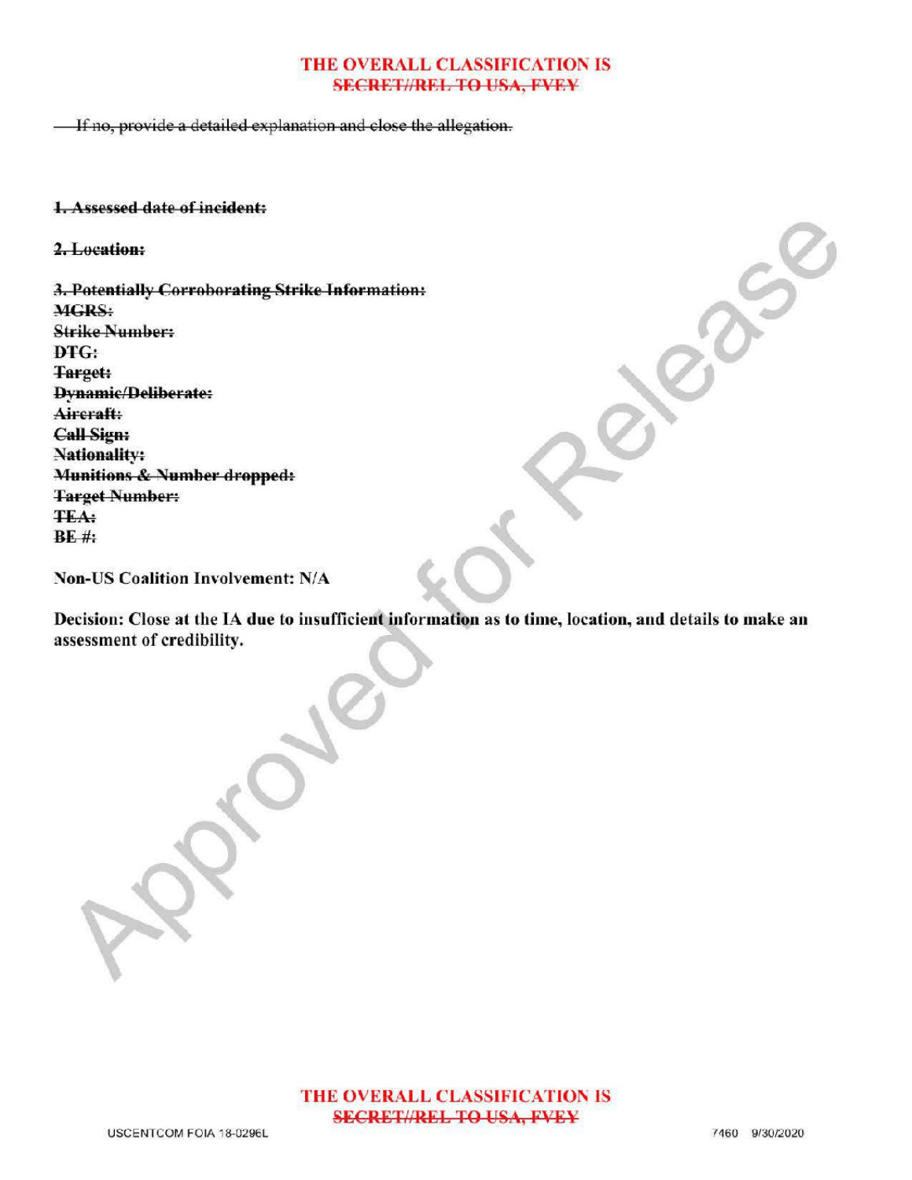THE OVERALL CLASSIFICATION IS ~~SECRET//REL TO USA, FVEY~~

~~If no, provide a detailed explanation and close the allegation.~~

**~~1. Assessed date of incident:~~**

**~~2. Location:~~**

**~~3. Potentially Corroborating Strike Information:~~**
**~~MGRS:~~**
**~~Strike Number:~~**
**DTG:**
**~~Target:~~**
**~~Dynamic/Deliberate:~~**
**~~Aircraft:~~**
**~~Call Sign:~~**
**~~Nationality:~~**
**~~Munitions & Number dropped:~~**
**~~Target Number:~~**
**~~TEA:~~**
**~~BE #:~~**

**Non-US Coalition Involvement: N/A**

**Decision: Close at the IA due to insufficient information as to time, location, and details to make an assessment of credibility.**

THE OVERALL CLASSIFICATION IS ~~SECRET//REL TO USA, FVEY~~

USCENTCOM FOIA 18-0296L 7460 9/30/2020